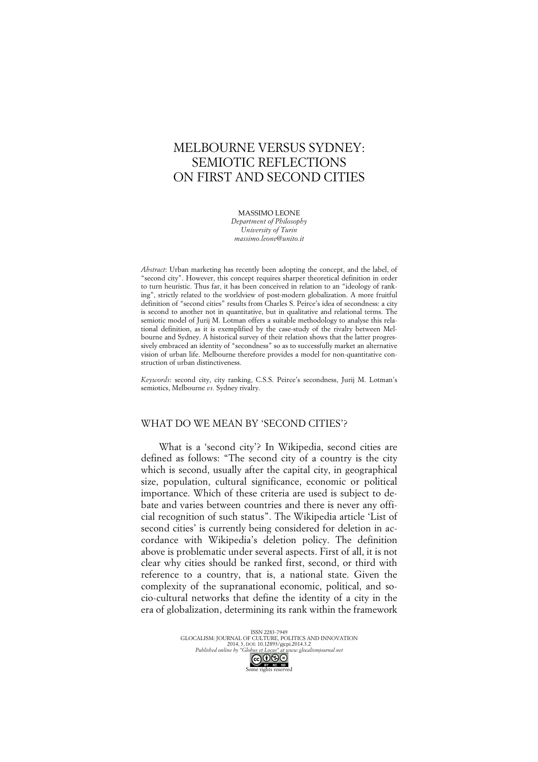# MELBOURNE VERSUS SYDNEY: SEMIOTIC REFLECTIONS ON FIRST AND SECOND CITIES

MASSIMO LEONE
*Department of Philosophy*
*University of Turin*
*massimo.leone@unito.it*

*Abstract*: Urban marketing has recently been adopting the concept, and the label, of "second city". However, this concept requires sharper theoretical definition in order to turn heuristic. Thus far, it has been conceived in relation to an "ideology of ranking", strictly related to the worldview of post-modern globalization. A more fruitful definition of "second cities" results from Charles S. Peirce's idea of secondness: a city is second to another not in quantitative, but in qualitative and relational terms. The semiotic model of Jurij M. Lotman offers a suitable methodology to analyse this relational definition, as it is exemplified by the case-study of the rivalry between Melbourne and Sydney. A historical survey of their relation shows that the latter progressively embraced an identity of "secondness" so as to successfully market an alternative vision of urban life. Melbourne therefore provides a model for non-quantitative construction of urban distinctiveness.

*Keywords*: second city, city ranking, C.S.S. Peirce's secondness, Jurij M. Lotman's semiotics, Melbourne *vs.* Sydney rivalry.

## WHAT DO WE MEAN BY 'SECOND CITIES'?

What is a 'second city'? In Wikipedia, second cities are defined as follows: "The second city of a country is the city which is second, usually after the capital city, in geographical size, population, cultural significance, economic or political importance. Which of these criteria are used is subject to debate and varies between countries and there is never any official recognition of such status". The Wikipedia article 'List of second cities' is currently being considered for deletion in accordance with Wikipedia's deletion policy. The definition above is problematic under several aspects. First of all, it is not clear why cities should be ranked first, second, or third with reference to a country, that is, a national state. Given the complexity of the supranational economic, political, and socio-cultural networks that define the identity of a city in the era of globalization, determining its rank within the framework

ISSN 2283-7949
GLOCALISM: JOURNAL OF CULTURE, POLITICS AND INNOVATION
2014, 3, DOI: 10.12893/gjcpi.2014.3.2
*Published online by "Globus et Locus" at www.glocalismjournal.net*
Some rights reserved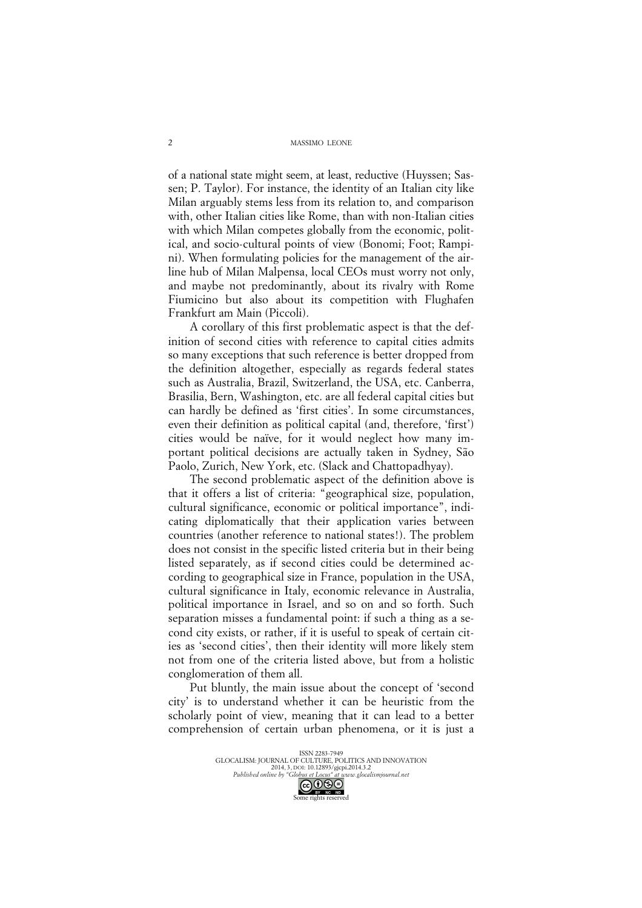of a national state might seem, at least, reductive (Huyssen; Sassen; P. Taylor). For instance, the identity of an Italian city like Milan arguably stems less from its relation to, and comparison with, other Italian cities like Rome, than with non-Italian cities with which Milan competes globally from the economic, political, and socio-cultural points of view (Bonomi; Foot; Rampini). When formulating policies for the management of the airline hub of Milan Malpensa, local CEOs must worry not only, and maybe not predominantly, about its rivalry with Rome Fiumicino but also about its competition with Flughafen Frankfurt am Main (Piccoli).

A corollary of this first problematic aspect is that the definition of second cities with reference to capital cities admits so many exceptions that such reference is better dropped from the definition altogether, especially as regards federal states such as Australia, Brazil, Switzerland, the USA, etc. Canberra, Brasilia, Bern, Washington, etc. are all federal capital cities but can hardly be defined as 'first cities'. In some circumstances, even their definition as political capital (and, therefore, 'first') cities would be naïve, for it would neglect how many important political decisions are actually taken in Sydney, São Paolo, Zurich, New York, etc. (Slack and Chattopadhyay).

The second problematic aspect of the definition above is that it offers a list of criteria: "geographical size, population, cultural significance, economic or political importance", indicating diplomatically that their application varies between countries (another reference to national states!). The problem does not consist in the specific listed criteria but in their being listed separately, as if second cities could be determined according to geographical size in France, population in the USA, cultural significance in Italy, economic relevance in Australia, political importance in Israel, and so on and so forth. Such separation misses a fundamental point: if such a thing as a second city exists, or rather, if it is useful to speak of certain cities as 'second cities', then their identity will more likely stem not from one of the criteria listed above, but from a holistic conglomeration of them all.

Put bluntly, the main issue about the concept of 'second city' is to understand whether it can be heuristic from the scholarly point of view, meaning that it can lead to a better comprehension of certain urban phenomena, or it is just a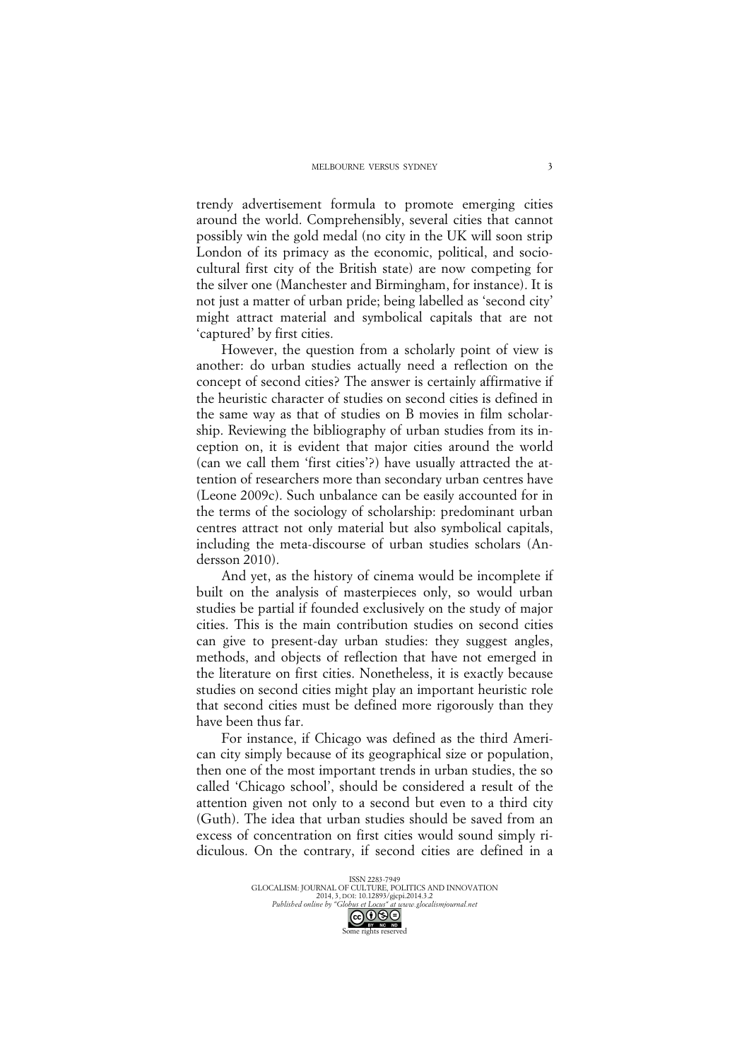trendy advertisement formula to promote emerging cities around the world. Comprehensibly, several cities that cannot possibly win the gold medal (no city in the UK will soon strip London of its primacy as the economic, political, and socio-cultural first city of the British state) are now competing for the silver one (Manchester and Birmingham, for instance). It is not just a matter of urban pride; being labelled as 'second city' might attract material and symbolical capitals that are not 'captured' by first cities.

However, the question from a scholarly point of view is another: do urban studies actually need a reflection on the concept of second cities? The answer is certainly affirmative if the heuristic character of studies on second cities is defined in the same way as that of studies on B movies in film scholarship. Reviewing the bibliography of urban studies from its inception on, it is evident that major cities around the world (can we call them 'first cities'?) have usually attracted the attention of researchers more than secondary urban centres have (Leone 2009c). Such unbalance can be easily accounted for in the terms of the sociology of scholarship: predominant urban centres attract not only material but also symbolical capitals, including the meta-discourse of urban studies scholars (Andersson 2010).

And yet, as the history of cinema would be incomplete if built on the analysis of masterpieces only, so would urban studies be partial if founded exclusively on the study of major cities. This is the main contribution studies on second cities can give to present-day urban studies: they suggest angles, methods, and objects of reflection that have not emerged in the literature on first cities. Nonetheless, it is exactly because studies on second cities might play an important heuristic role that second cities must be defined more rigorously than they have been thus far.

For instance, if Chicago was defined as the third American city simply because of its geographical size or population, then one of the most important trends in urban studies, the so called 'Chicago school', should be considered a result of the attention given not only to a second but even to a third city (Guth). The idea that urban studies should be saved from an excess of concentration on first cities would sound simply ridiculous. On the contrary, if second cities are defined in a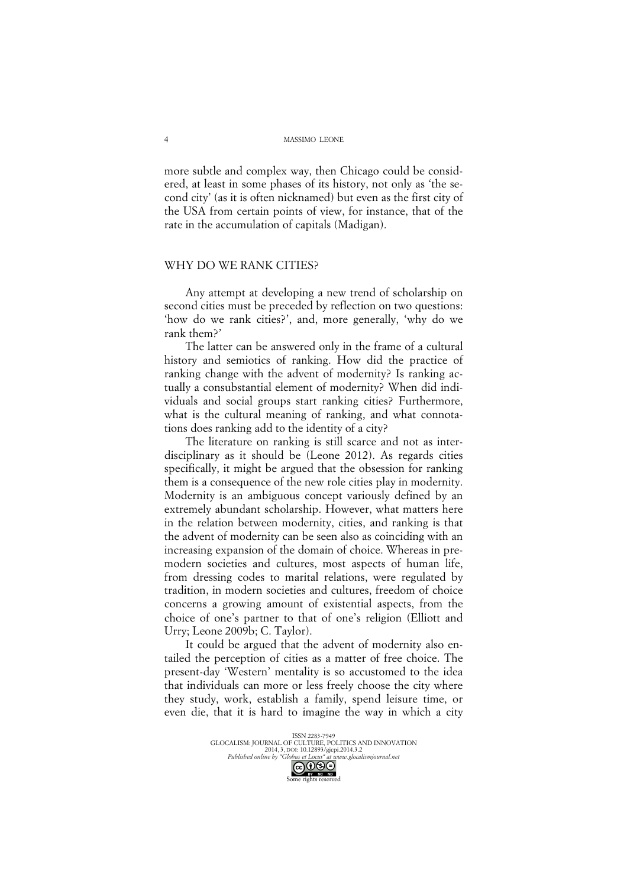more subtle and complex way, then Chicago could be considered, at least in some phases of its history, not only as 'the second city' (as it is often nicknamed) but even as the first city of the USA from certain points of view, for instance, that of the rate in the accumulation of capitals (Madigan).

## WHY DO WE RANK CITIES?

Any attempt at developing a new trend of scholarship on second cities must be preceded by reflection on two questions: 'how do we rank cities?', and, more generally, 'why do we rank them?'

The latter can be answered only in the frame of a cultural history and semiotics of ranking. How did the practice of ranking change with the advent of modernity? Is ranking actually a consubstantial element of modernity? When did individuals and social groups start ranking cities? Furthermore, what is the cultural meaning of ranking, and what connotations does ranking add to the identity of a city?

The literature on ranking is still scarce and not as interdisciplinary as it should be (Leone 2012). As regards cities specifically, it might be argued that the obsession for ranking them is a consequence of the new role cities play in modernity. Modernity is an ambiguous concept variously defined by an extremely abundant scholarship. However, what matters here in the relation between modernity, cities, and ranking is that the advent of modernity can be seen also as coinciding with an increasing expansion of the domain of choice. Whereas in premodern societies and cultures, most aspects of human life, from dressing codes to marital relations, were regulated by tradition, in modern societies and cultures, freedom of choice concerns a growing amount of existential aspects, from the choice of one's partner to that of one's religion (Elliott and Urry; Leone 2009b; C. Taylor).

It could be argued that the advent of modernity also entailed the perception of cities as a matter of free choice. The present-day 'Western' mentality is so accustomed to the idea that individuals can more or less freely choose the city where they study, work, establish a family, spend leisure time, or even die, that it is hard to imagine the way in which a city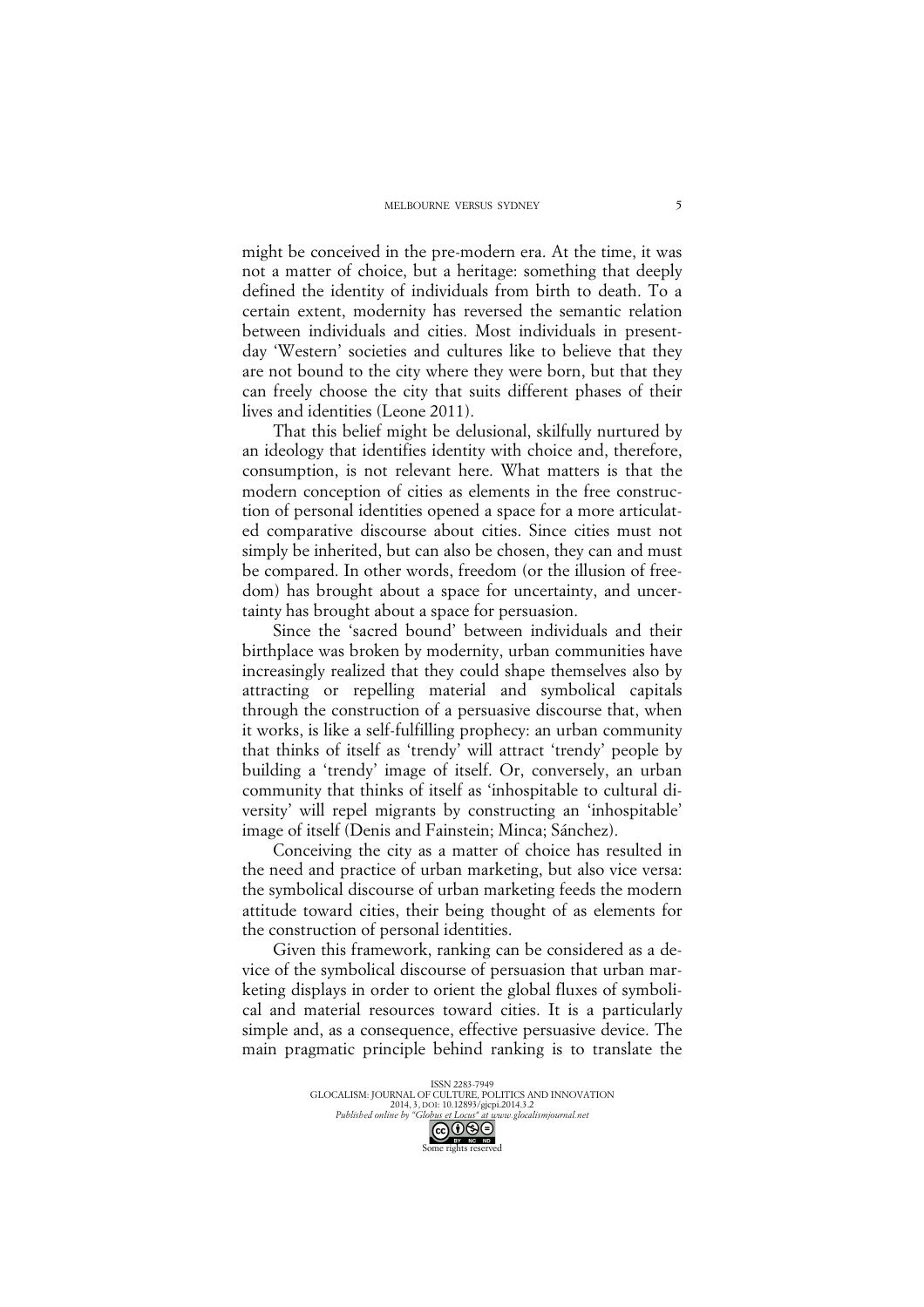might be conceived in the pre-modern era. At the time, it was not a matter of choice, but a heritage: something that deeply defined the identity of individuals from birth to death. To a certain extent, modernity has reversed the semantic relation between individuals and cities. Most individuals in present-day 'Western' societies and cultures like to believe that they are not bound to the city where they were born, but that they can freely choose the city that suits different phases of their lives and identities (Leone 2011).

That this belief might be delusional, skilfully nurtured by an ideology that identifies identity with choice and, therefore, consumption, is not relevant here. What matters is that the modern conception of cities as elements in the free construction of personal identities opened a space for a more articulated comparative discourse about cities. Since cities must not simply be inherited, but can also be chosen, they can and must be compared. In other words, freedom (or the illusion of freedom) has brought about a space for uncertainty, and uncertainty has brought about a space for persuasion.

Since the 'sacred bound' between individuals and their birthplace was broken by modernity, urban communities have increasingly realized that they could shape themselves also by attracting or repelling material and symbolical capitals through the construction of a persuasive discourse that, when it works, is like a self-fulfilling prophecy: an urban community that thinks of itself as 'trendy' will attract 'trendy' people by building a 'trendy' image of itself. Or, conversely, an urban community that thinks of itself as 'inhospitable to cultural diversity' will repel migrants by constructing an 'inhospitable' image of itself (Denis and Fainstein; Minca; Sánchez).

Conceiving the city as a matter of choice has resulted in the need and practice of urban marketing, but also vice versa: the symbolical discourse of urban marketing feeds the modern attitude toward cities, their being thought of as elements for the construction of personal identities.

Given this framework, ranking can be considered as a device of the symbolical discourse of persuasion that urban marketing displays in order to orient the global fluxes of symbolical and material resources toward cities. It is a particularly simple and, as a consequence, effective persuasive device. The main pragmatic principle behind ranking is to translate the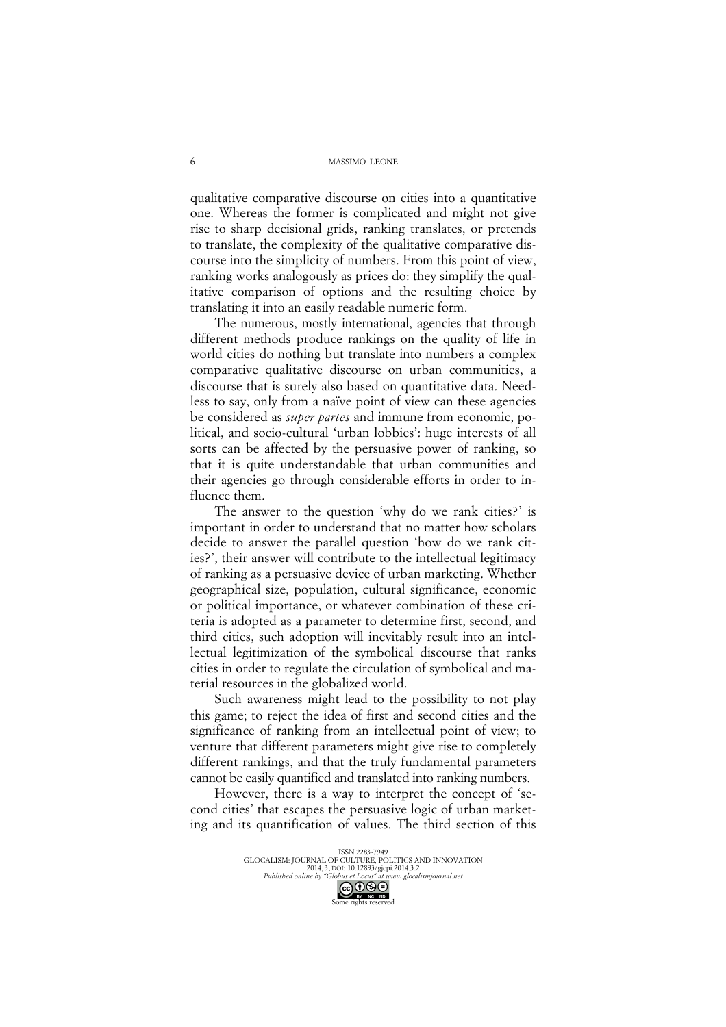qualitative comparative discourse on cities into a quantitative one. Whereas the former is complicated and might not give rise to sharp decisional grids, ranking translates, or pretends to translate, the complexity of the qualitative comparative discourse into the simplicity of numbers. From this point of view, ranking works analogously as prices do: they simplify the qualitative comparison of options and the resulting choice by translating it into an easily readable numeric form.

The numerous, mostly international, agencies that through different methods produce rankings on the quality of life in world cities do nothing but translate into numbers a complex comparative qualitative discourse on urban communities, a discourse that is surely also based on quantitative data. Needless to say, only from a naïve point of view can these agencies be considered as *super partes* and immune from economic, political, and socio-cultural 'urban lobbies': huge interests of all sorts can be affected by the persuasive power of ranking, so that it is quite understandable that urban communities and their agencies go through considerable efforts in order to influence them.

The answer to the question 'why do we rank cities?' is important in order to understand that no matter how scholars decide to answer the parallel question 'how do we rank cities?', their answer will contribute to the intellectual legitimacy of ranking as a persuasive device of urban marketing. Whether geographical size, population, cultural significance, economic or political importance, or whatever combination of these criteria is adopted as a parameter to determine first, second, and third cities, such adoption will inevitably result into an intellectual legitimization of the symbolical discourse that ranks cities in order to regulate the circulation of symbolical and material resources in the globalized world.

Such awareness might lead to the possibility to not play this game; to reject the idea of first and second cities and the significance of ranking from an intellectual point of view; to venture that different parameters might give rise to completely different rankings, and that the truly fundamental parameters cannot be easily quantified and translated into ranking numbers.

However, there is a way to interpret the concept of 'second cities' that escapes the persuasive logic of urban marketing and its quantification of values. The third section of this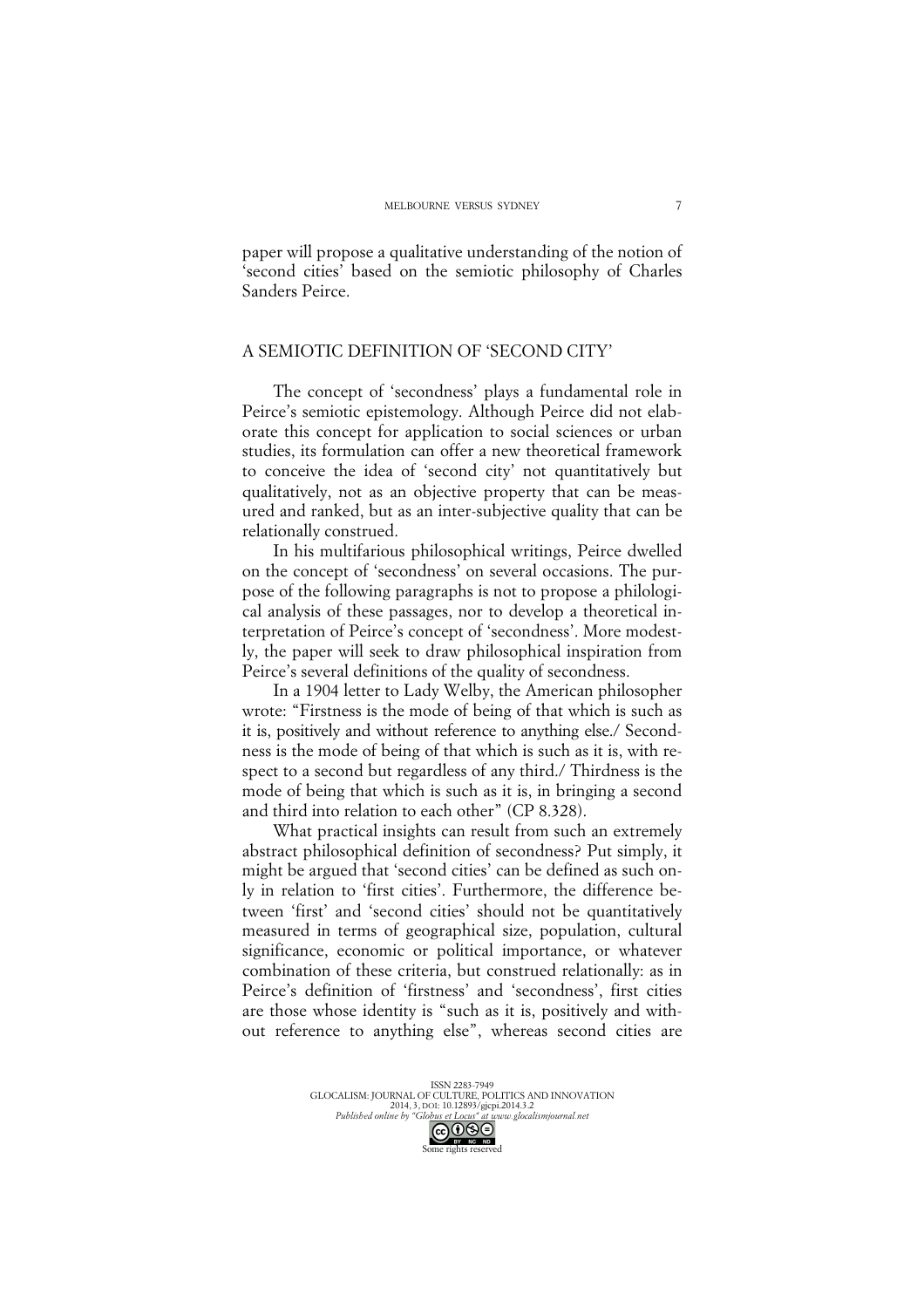paper will propose a qualitative understanding of the notion of 'second cities' based on the semiotic philosophy of Charles Sanders Peirce.

## A SEMIOTIC DEFINITION OF 'SECOND CITY'

The concept of 'secondness' plays a fundamental role in Peirce's semiotic epistemology. Although Peirce did not elaborate this concept for application to social sciences or urban studies, its formulation can offer a new theoretical framework to conceive the idea of 'second city' not quantitatively but qualitatively, not as an objective property that can be measured and ranked, but as an inter-subjective quality that can be relationally construed.

In his multifarious philosophical writings, Peirce dwelled on the concept of 'secondness' on several occasions. The purpose of the following paragraphs is not to propose a philological analysis of these passages, nor to develop a theoretical interpretation of Peirce's concept of 'secondness'. More modestly, the paper will seek to draw philosophical inspiration from Peirce's several definitions of the quality of secondness.

In a 1904 letter to Lady Welby, the American philosopher wrote: "Firstness is the mode of being of that which is such as it is, positively and without reference to anything else./ Secondness is the mode of being of that which is such as it is, with respect to a second but regardless of any third./ Thirdness is the mode of being that which is such as it is, in bringing a second and third into relation to each other" (CP 8.328).

What practical insights can result from such an extremely abstract philosophical definition of secondness? Put simply, it might be argued that 'second cities' can be defined as such only in relation to 'first cities'. Furthermore, the difference between 'first' and 'second cities' should not be quantitatively measured in terms of geographical size, population, cultural significance, economic or political importance, or whatever combination of these criteria, but construed relationally: as in Peirce's definition of 'firstness' and 'secondness', first cities are those whose identity is "such as it is, positively and without reference to anything else", whereas second cities are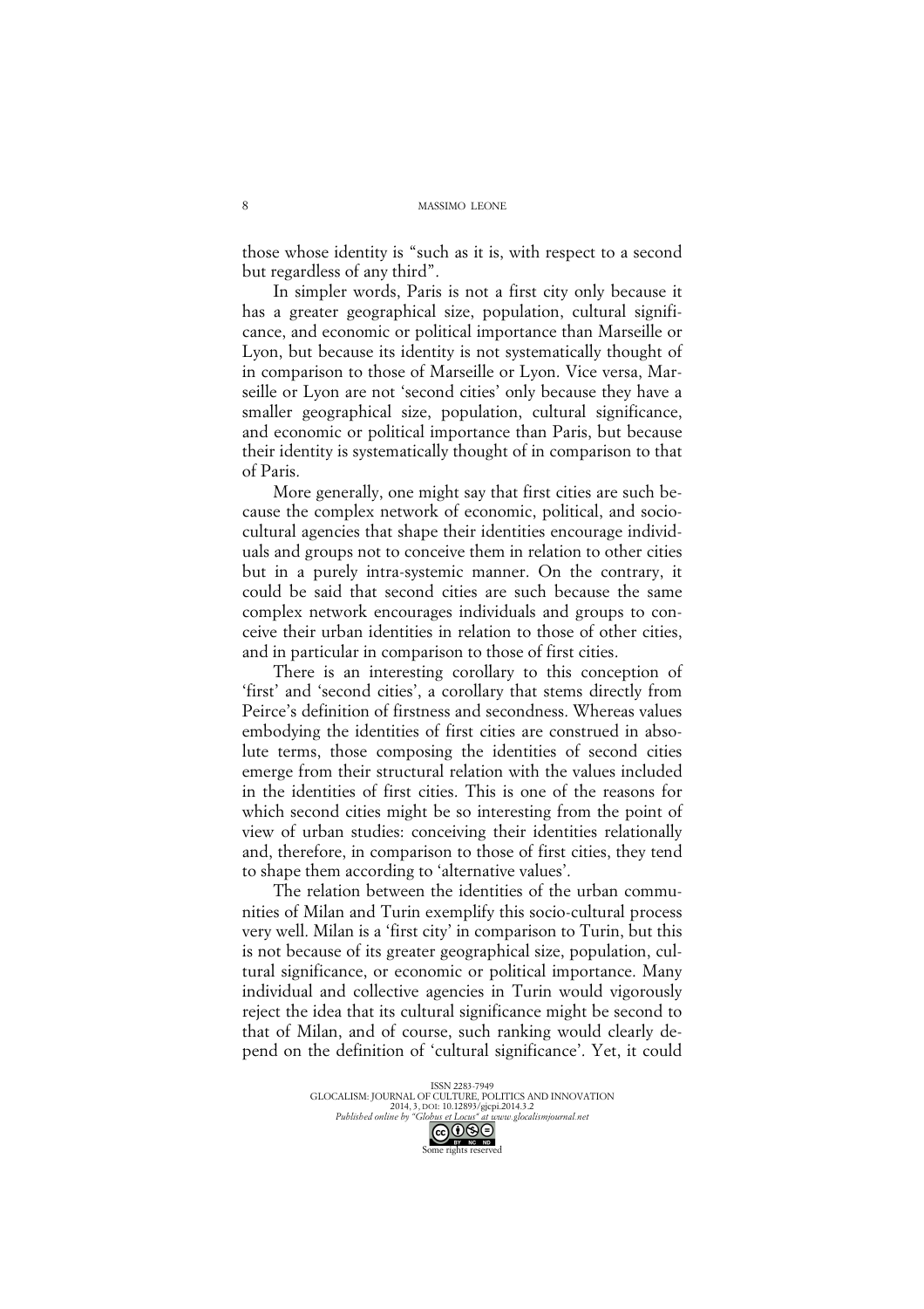those whose identity is "such as it is, with respect to a second but regardless of any third".

In simpler words, Paris is not a first city only because it has a greater geographical size, population, cultural significance, and economic or political importance than Marseille or Lyon, but because its identity is not systematically thought of in comparison to those of Marseille or Lyon. Vice versa, Marseille or Lyon are not 'second cities' only because they have a smaller geographical size, population, cultural significance, and economic or political importance than Paris, but because their identity is systematically thought of in comparison to that of Paris.

More generally, one might say that first cities are such because the complex network of economic, political, and socio-cultural agencies that shape their identities encourage individuals and groups not to conceive them in relation to other cities but in a purely intra-systemic manner. On the contrary, it could be said that second cities are such because the same complex network encourages individuals and groups to conceive their urban identities in relation to those of other cities, and in particular in comparison to those of first cities.

There is an interesting corollary to this conception of 'first' and 'second cities', a corollary that stems directly from Peirce's definition of firstness and secondness. Whereas values embodying the identities of first cities are construed in absolute terms, those composing the identities of second cities emerge from their structural relation with the values included in the identities of first cities. This is one of the reasons for which second cities might be so interesting from the point of view of urban studies: conceiving their identities relationally and, therefore, in comparison to those of first cities, they tend to shape them according to 'alternative values'.

The relation between the identities of the urban communities of Milan and Turin exemplify this socio-cultural process very well. Milan is a 'first city' in comparison to Turin, but this is not because of its greater geographical size, population, cultural significance, or economic or political importance. Many individual and collective agencies in Turin would vigorously reject the idea that its cultural significance might be second to that of Milan, and of course, such ranking would clearly depend on the definition of 'cultural significance'. Yet, it could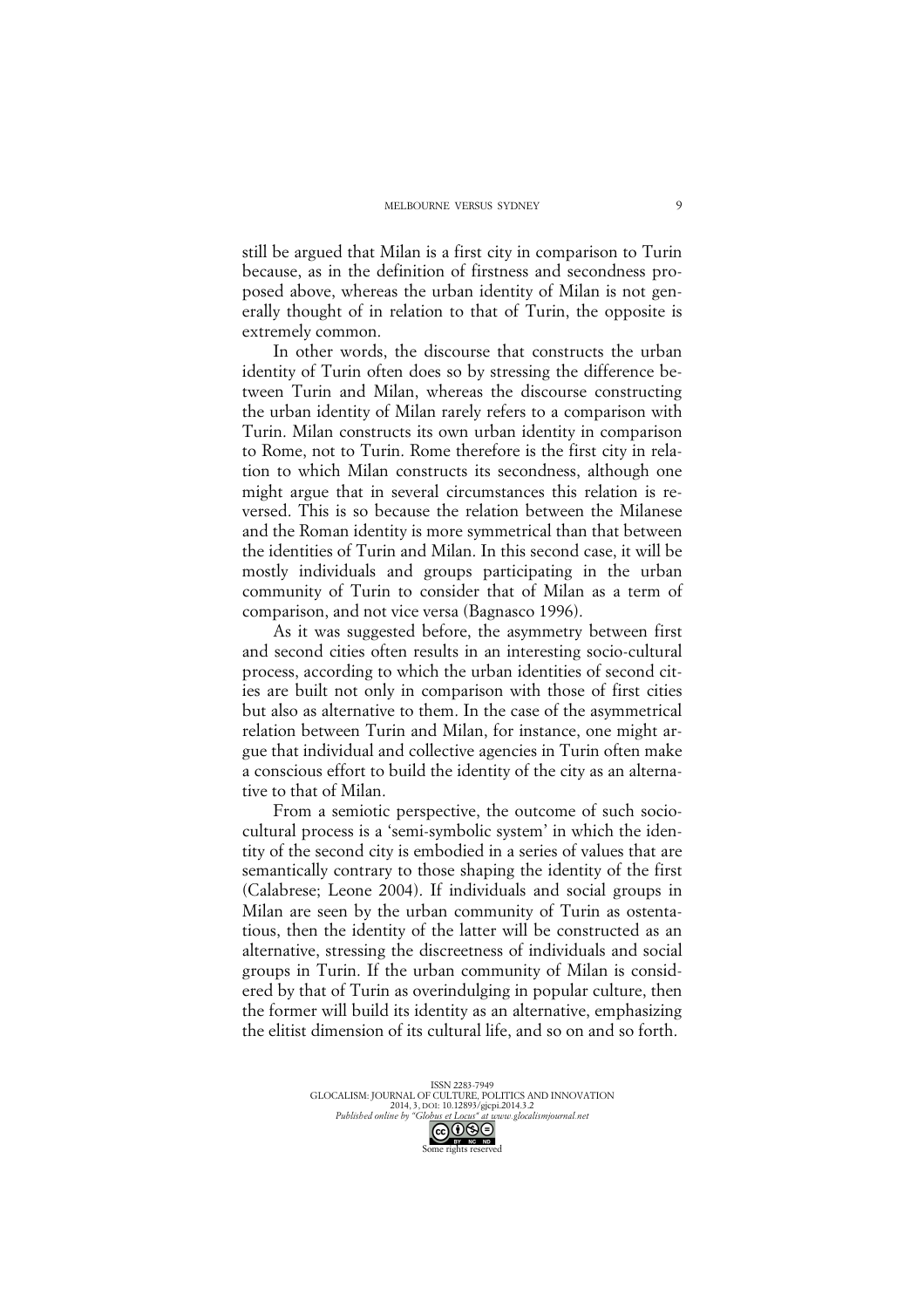still be argued that Milan is a first city in comparison to Turin because, as in the definition of firstness and secondness proposed above, whereas the urban identity of Milan is not generally thought of in relation to that of Turin, the opposite is extremely common.

In other words, the discourse that constructs the urban identity of Turin often does so by stressing the difference between Turin and Milan, whereas the discourse constructing the urban identity of Milan rarely refers to a comparison with Turin. Milan constructs its own urban identity in comparison to Rome, not to Turin. Rome therefore is the first city in relation to which Milan constructs its secondness, although one might argue that in several circumstances this relation is reversed. This is so because the relation between the Milanese and the Roman identity is more symmetrical than that between the identities of Turin and Milan. In this second case, it will be mostly individuals and groups participating in the urban community of Turin to consider that of Milan as a term of comparison, and not vice versa (Bagnasco 1996).

As it was suggested before, the asymmetry between first and second cities often results in an interesting socio-cultural process, according to which the urban identities of second cities are built not only in comparison with those of first cities but also as alternative to them. In the case of the asymmetrical relation between Turin and Milan, for instance, one might argue that individual and collective agencies in Turin often make a conscious effort to build the identity of the city as an alternative to that of Milan.

From a semiotic perspective, the outcome of such socio-cultural process is a 'semi-symbolic system' in which the identity of the second city is embodied in a series of values that are semantically contrary to those shaping the identity of the first (Calabrese; Leone 2004). If individuals and social groups in Milan are seen by the urban community of Turin as ostentatious, then the identity of the latter will be constructed as an alternative, stressing the discreetness of individuals and social groups in Turin. If the urban community of Milan is considered by that of Turin as overindulging in popular culture, then the former will build its identity as an alternative, emphasizing the elitist dimension of its cultural life, and so on and so forth.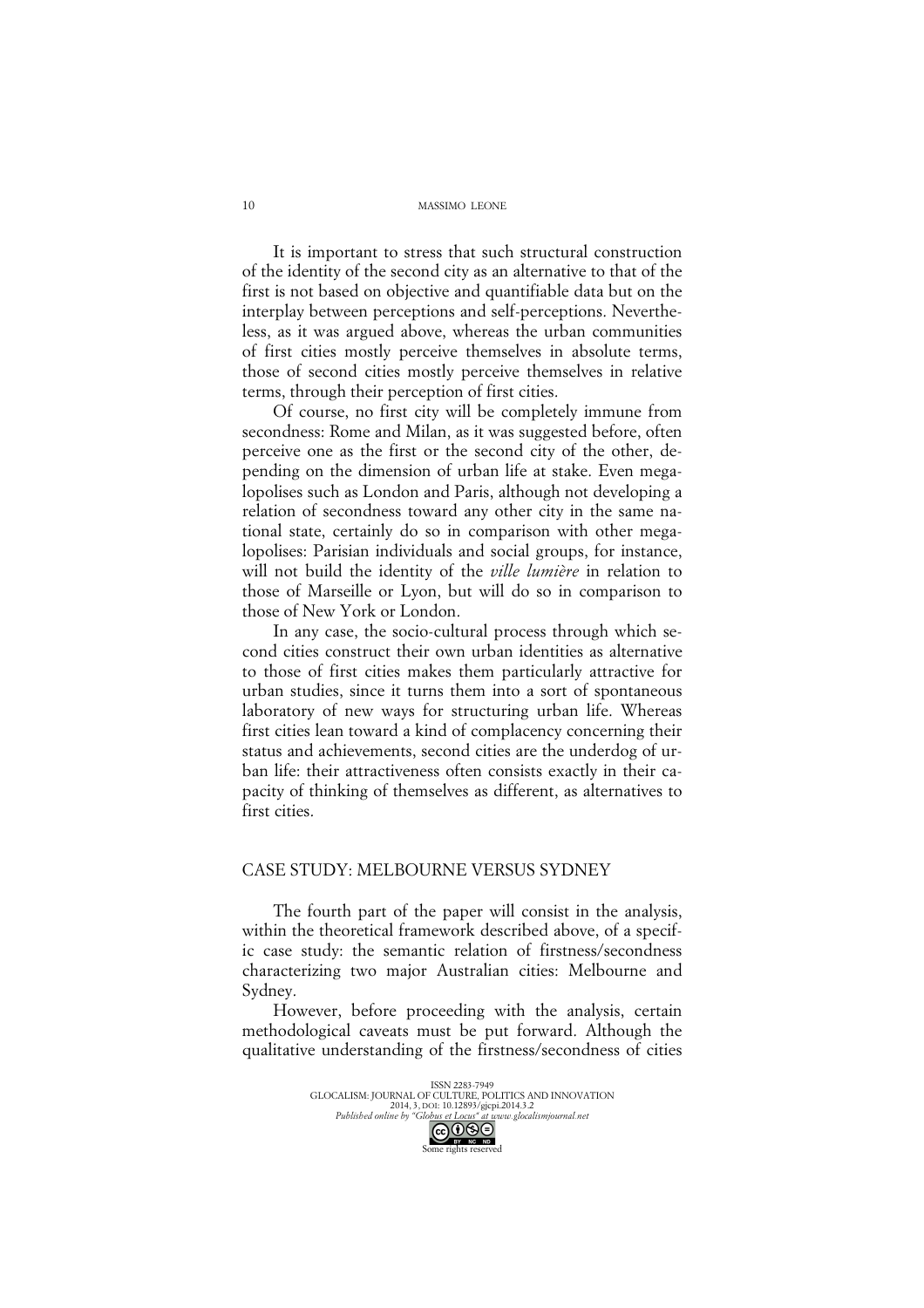It is important to stress that such structural construction of the identity of the second city as an alternative to that of the first is not based on objective and quantifiable data but on the interplay between perceptions and self-perceptions. Nevertheless, as it was argued above, whereas the urban communities of first cities mostly perceive themselves in absolute terms, those of second cities mostly perceive themselves in relative terms, through their perception of first cities.

Of course, no first city will be completely immune from secondness: Rome and Milan, as it was suggested before, often perceive one as the first or the second city of the other, depending on the dimension of urban life at stake. Even megalopolises such as London and Paris, although not developing a relation of secondness toward any other city in the same national state, certainly do so in comparison with other megalopolises: Parisian individuals and social groups, for instance, will not build the identity of the *ville lumière* in relation to those of Marseille or Lyon, but will do so in comparison to those of New York or London.

In any case, the socio-cultural process through which second cities construct their own urban identities as alternative to those of first cities makes them particularly attractive for urban studies, since it turns them into a sort of spontaneous laboratory of new ways for structuring urban life. Whereas first cities lean toward a kind of complacency concerning their status and achievements, second cities are the underdog of urban life: their attractiveness often consists exactly in their capacity of thinking of themselves as different, as alternatives to first cities.

## CASE STUDY: MELBOURNE VERSUS SYDNEY

The fourth part of the paper will consist in the analysis, within the theoretical framework described above, of a specific case study: the semantic relation of firstness/secondness characterizing two major Australian cities: Melbourne and Sydney.

However, before proceeding with the analysis, certain methodological caveats must be put forward. Although the qualitative understanding of the firstness/secondness of cities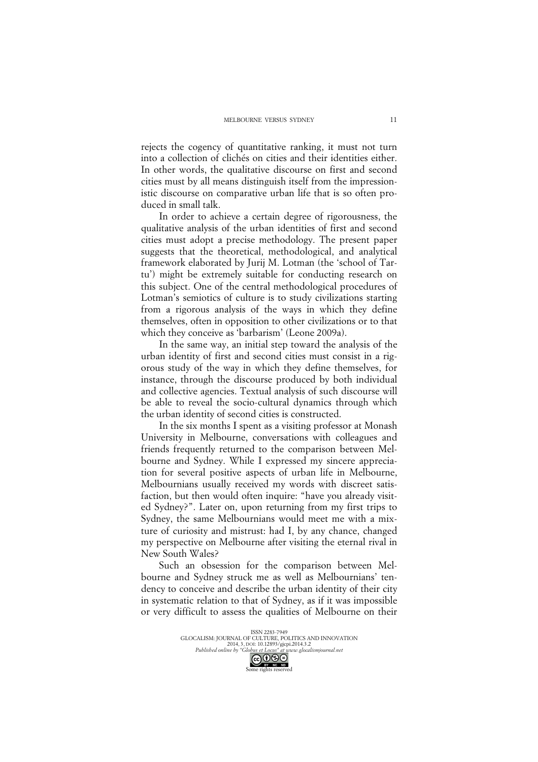rejects the cogency of quantitative ranking, it must not turn into a collection of clichés on cities and their identities either. In other words, the qualitative discourse on first and second cities must by all means distinguish itself from the impressionistic discourse on comparative urban life that is so often produced in small talk.

In order to achieve a certain degree of rigorousness, the qualitative analysis of the urban identities of first and second cities must adopt a precise methodology. The present paper suggests that the theoretical, methodological, and analytical framework elaborated by Jurij M. Lotman (the 'school of Tartu') might be extremely suitable for conducting research on this subject. One of the central methodological procedures of Lotman's semiotics of culture is to study civilizations starting from a rigorous analysis of the ways in which they define themselves, often in opposition to other civilizations or to that which they conceive as 'barbarism' (Leone 2009a).

In the same way, an initial step toward the analysis of the urban identity of first and second cities must consist in a rigorous study of the way in which they define themselves, for instance, through the discourse produced by both individual and collective agencies. Textual analysis of such discourse will be able to reveal the socio-cultural dynamics through which the urban identity of second cities is constructed.

In the six months I spent as a visiting professor at Monash University in Melbourne, conversations with colleagues and friends frequently returned to the comparison between Melbourne and Sydney. While I expressed my sincere appreciation for several positive aspects of urban life in Melbourne, Melbournians usually received my words with discreet satisfaction, but then would often inquire: "have you already visited Sydney?". Later on, upon returning from my first trips to Sydney, the same Melbournians would meet me with a mixture of curiosity and mistrust: had I, by any chance, changed my perspective on Melbourne after visiting the eternal rival in New South Wales?

Such an obsession for the comparison between Melbourne and Sydney struck me as well as Melbournians' tendency to conceive and describe the urban identity of their city in systematic relation to that of Sydney, as if it was impossible or very difficult to assess the qualities of Melbourne on their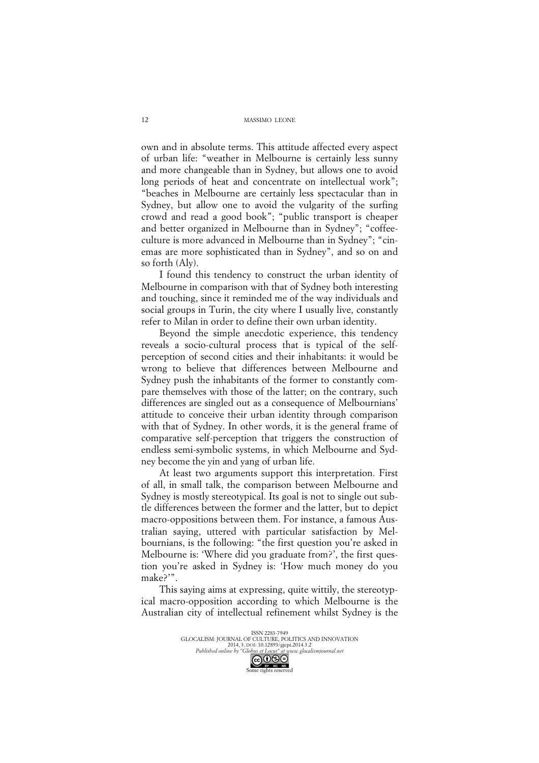own and in absolute terms. This attitude affected every aspect of urban life: "weather in Melbourne is certainly less sunny and more changeable than in Sydney, but allows one to avoid long periods of heat and concentrate on intellectual work"; "beaches in Melbourne are certainly less spectacular than in Sydney, but allow one to avoid the vulgarity of the surfing crowd and read a good book"; "public transport is cheaper and better organized in Melbourne than in Sydney"; "coffee-culture is more advanced in Melbourne than in Sydney"; "cinemas are more sophisticated than in Sydney", and so on and so forth (Aly).

I found this tendency to construct the urban identity of Melbourne in comparison with that of Sydney both interesting and touching, since it reminded me of the way individuals and social groups in Turin, the city where I usually live, constantly refer to Milan in order to define their own urban identity.

Beyond the simple anecdotic experience, this tendency reveals a socio-cultural process that is typical of the self-perception of second cities and their inhabitants: it would be wrong to believe that differences between Melbourne and Sydney push the inhabitants of the former to constantly compare themselves with those of the latter; on the contrary, such differences are singled out as a consequence of Melbournians' attitude to conceive their urban identity through comparison with that of Sydney. In other words, it is the general frame of comparative self-perception that triggers the construction of endless semi-symbolic systems, in which Melbourne and Sydney become the yin and yang of urban life.

At least two arguments support this interpretation. First of all, in small talk, the comparison between Melbourne and Sydney is mostly stereotypical. Its goal is not to single out subtle differences between the former and the latter, but to depict macro-oppositions between them. For instance, a famous Australian saying, uttered with particular satisfaction by Melbournians, is the following: "the first question you're asked in Melbourne is: 'Where did you graduate from?', the first question you're asked in Sydney is: 'How much money do you make?'".

This saying aims at expressing, quite wittily, the stereotypical macro-opposition according to which Melbourne is the Australian city of intellectual refinement whilst Sydney is the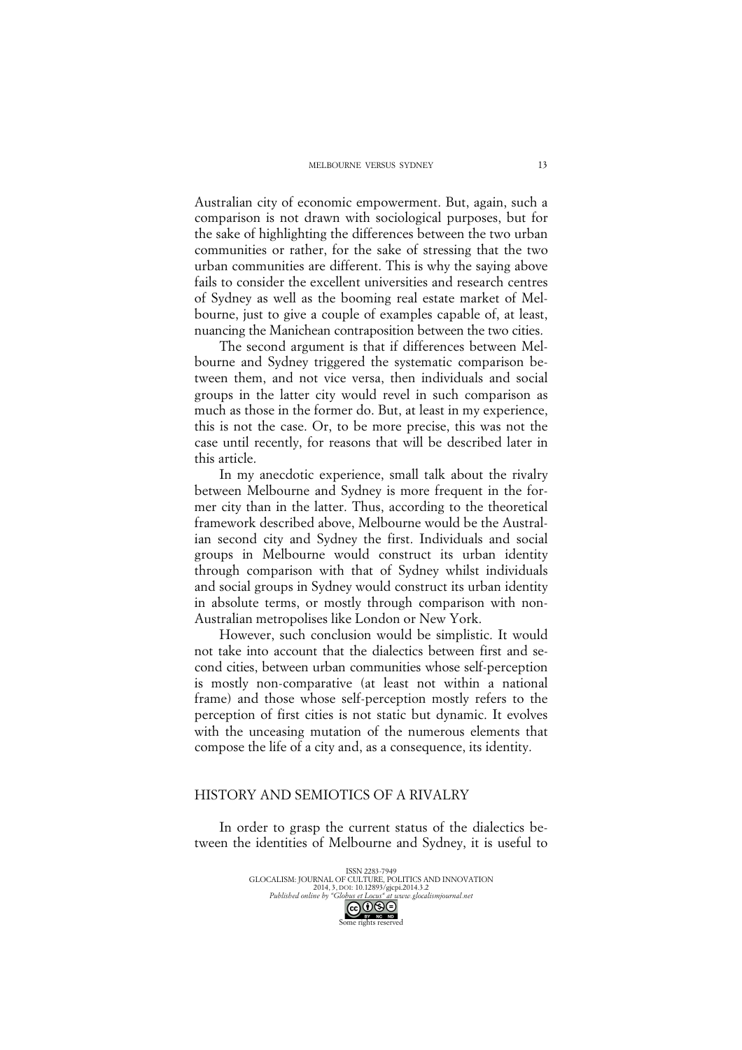Australian city of economic empowerment. But, again, such a comparison is not drawn with sociological purposes, but for the sake of highlighting the differences between the two urban communities or rather, for the sake of stressing that the two urban communities are different. This is why the saying above fails to consider the excellent universities and research centres of Sydney as well as the booming real estate market of Melbourne, just to give a couple of examples capable of, at least, nuancing the Manichean contraposition between the two cities.

The second argument is that if differences between Melbourne and Sydney triggered the systematic comparison between them, and not vice versa, then individuals and social groups in the latter city would revel in such comparison as much as those in the former do. But, at least in my experience, this is not the case. Or, to be more precise, this was not the case until recently, for reasons that will be described later in this article.

In my anecdotic experience, small talk about the rivalry between Melbourne and Sydney is more frequent in the former city than in the latter. Thus, according to the theoretical framework described above, Melbourne would be the Australian second city and Sydney the first. Individuals and social groups in Melbourne would construct its urban identity through comparison with that of Sydney whilst individuals and social groups in Sydney would construct its urban identity in absolute terms, or mostly through comparison with non-Australian metropolises like London or New York.

However, such conclusion would be simplistic. It would not take into account that the dialectics between first and second cities, between urban communities whose self-perception is mostly non-comparative (at least not within a national frame) and those whose self-perception mostly refers to the perception of first cities is not static but dynamic. It evolves with the unceasing mutation of the numerous elements that compose the life of a city and, as a consequence, its identity.

## HISTORY AND SEMIOTICS OF A RIVALRY

In order to grasp the current status of the dialectics between the identities of Melbourne and Sydney, it is useful to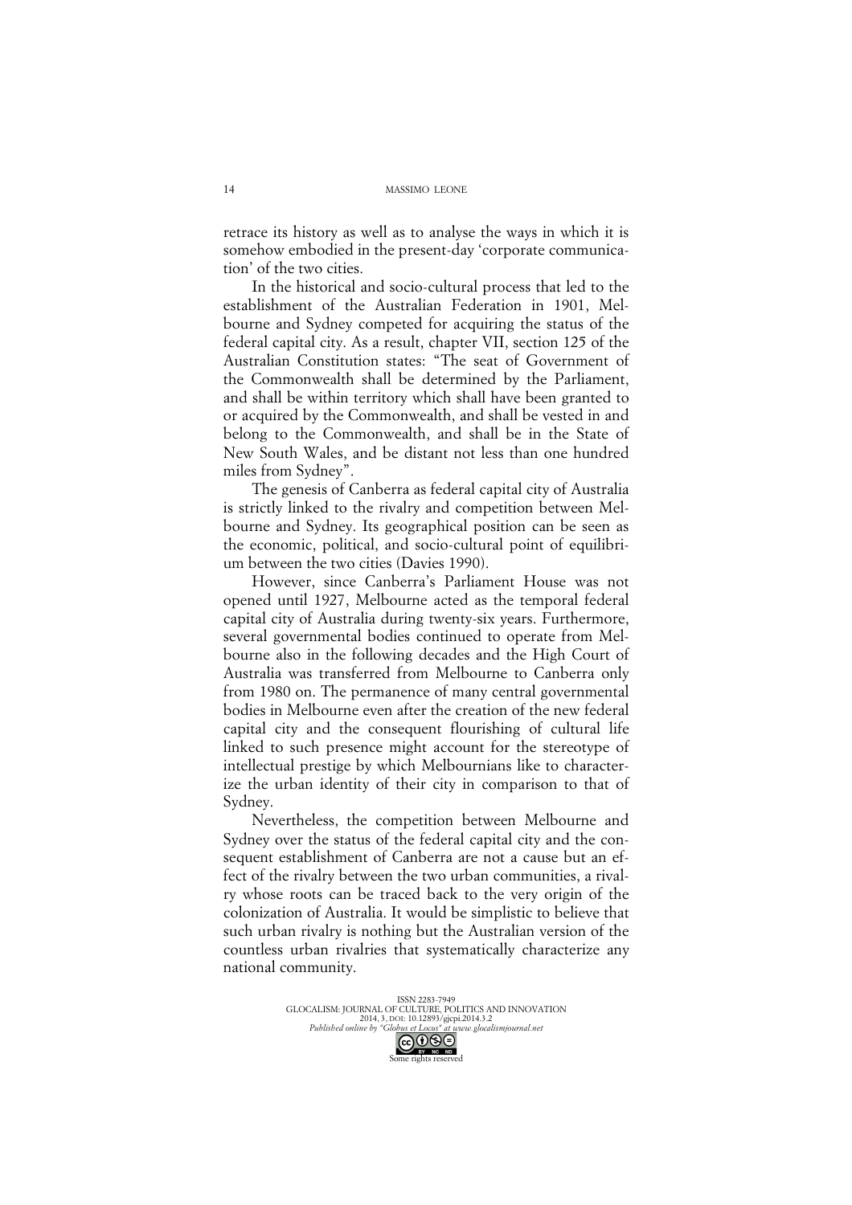retrace its history as well as to analyse the ways in which it is somehow embodied in the present-day 'corporate communication' of the two cities.

In the historical and socio-cultural process that led to the establishment of the Australian Federation in 1901, Melbourne and Sydney competed for acquiring the status of the federal capital city. As a result, chapter VII, section 125 of the Australian Constitution states: "The seat of Government of the Commonwealth shall be determined by the Parliament, and shall be within territory which shall have been granted to or acquired by the Commonwealth, and shall be vested in and belong to the Commonwealth, and shall be in the State of New South Wales, and be distant not less than one hundred miles from Sydney".

The genesis of Canberra as federal capital city of Australia is strictly linked to the rivalry and competition between Melbourne and Sydney. Its geographical position can be seen as the economic, political, and socio-cultural point of equilibrium between the two cities (Davies 1990).

However, since Canberra's Parliament House was not opened until 1927, Melbourne acted as the temporal federal capital city of Australia during twenty-six years. Furthermore, several governmental bodies continued to operate from Melbourne also in the following decades and the High Court of Australia was transferred from Melbourne to Canberra only from 1980 on. The permanence of many central governmental bodies in Melbourne even after the creation of the new federal capital city and the consequent flourishing of cultural life linked to such presence might account for the stereotype of intellectual prestige by which Melbournians like to characterize the urban identity of their city in comparison to that of Sydney.

Nevertheless, the competition between Melbourne and Sydney over the status of the federal capital city and the consequent establishment of Canberra are not a cause but an effect of the rivalry between the two urban communities, a rivalry whose roots can be traced back to the very origin of the colonization of Australia. It would be simplistic to believe that such urban rivalry is nothing but the Australian version of the countless urban rivalries that systematically characterize any national community.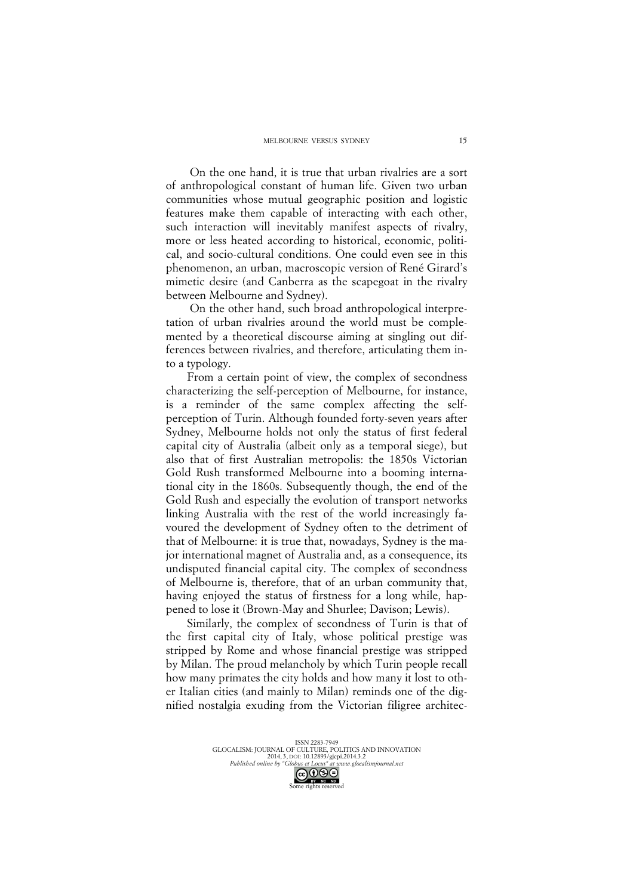On the one hand, it is true that urban rivalries are a sort of anthropological constant of human life. Given two urban communities whose mutual geographic position and logistic features make them capable of interacting with each other, such interaction will inevitably manifest aspects of rivalry, more or less heated according to historical, economic, political, and socio-cultural conditions. One could even see in this phenomenon, an urban, macroscopic version of René Girard's mimetic desire (and Canberra as the scapegoat in the rivalry between Melbourne and Sydney).

On the other hand, such broad anthropological interpretation of urban rivalries around the world must be complemented by a theoretical discourse aiming at singling out differences between rivalries, and therefore, articulating them into a typology.

From a certain point of view, the complex of secondness characterizing the self-perception of Melbourne, for instance, is a reminder of the same complex affecting the self-perception of Turin. Although founded forty-seven years after Sydney, Melbourne holds not only the status of first federal capital city of Australia (albeit only as a temporal siege), but also that of first Australian metropolis: the 1850s Victorian Gold Rush transformed Melbourne into a booming international city in the 1860s. Subsequently though, the end of the Gold Rush and especially the evolution of transport networks linking Australia with the rest of the world increasingly favoured the development of Sydney often to the detriment of that of Melbourne: it is true that, nowadays, Sydney is the major international magnet of Australia and, as a consequence, its undisputed financial capital city. The complex of secondness of Melbourne is, therefore, that of an urban community that, having enjoyed the status of firstness for a long while, happened to lose it (Brown-May and Shurlee; Davison; Lewis).

Similarly, the complex of secondness of Turin is that of the first capital city of Italy, whose political prestige was stripped by Rome and whose financial prestige was stripped by Milan. The proud melancholy by which Turin people recall how many primates the city holds and how many it lost to other Italian cities (and mainly to Milan) reminds one of the dignified nostalgia exuding from the Victorian filigree architec-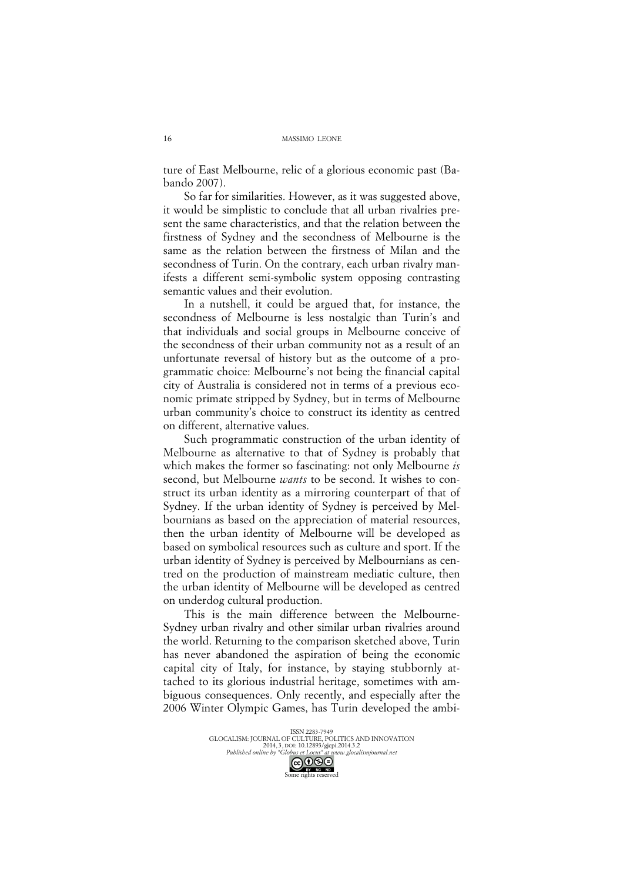ture of East Melbourne, relic of a glorious economic past (Babando 2007).

So far for similarities. However, as it was suggested above, it would be simplistic to conclude that all urban rivalries present the same characteristics, and that the relation between the firstness of Sydney and the secondness of Melbourne is the same as the relation between the firstness of Milan and the secondness of Turin. On the contrary, each urban rivalry manifests a different semi-symbolic system opposing contrasting semantic values and their evolution.

In a nutshell, it could be argued that, for instance, the secondness of Melbourne is less nostalgic than Turin's and that individuals and social groups in Melbourne conceive of the secondness of their urban community not as a result of an unfortunate reversal of history but as the outcome of a programmatic choice: Melbourne's not being the financial capital city of Australia is considered not in terms of a previous economic primate stripped by Sydney, but in terms of Melbourne urban community's choice to construct its identity as centred on different, alternative values.

Such programmatic construction of the urban identity of Melbourne as alternative to that of Sydney is probably that which makes the former so fascinating: not only Melbourne *is* second, but Melbourne *wants* to be second. It wishes to construct its urban identity as a mirroring counterpart of that of Sydney. If the urban identity of Sydney is perceived by Melbournians as based on the appreciation of material resources, then the urban identity of Melbourne will be developed as based on symbolical resources such as culture and sport. If the urban identity of Sydney is perceived by Melbournians as centred on the production of mainstream mediatic culture, then the urban identity of Melbourne will be developed as centred on underdog cultural production.

This is the main difference between the Melbourne-Sydney urban rivalry and other similar urban rivalries around the world. Returning to the comparison sketched above, Turin has never abandoned the aspiration of being the economic capital city of Italy, for instance, by staying stubbornly attached to its glorious industrial heritage, sometimes with ambiguous consequences. Only recently, and especially after the 2006 Winter Olympic Games, has Turin developed the ambi-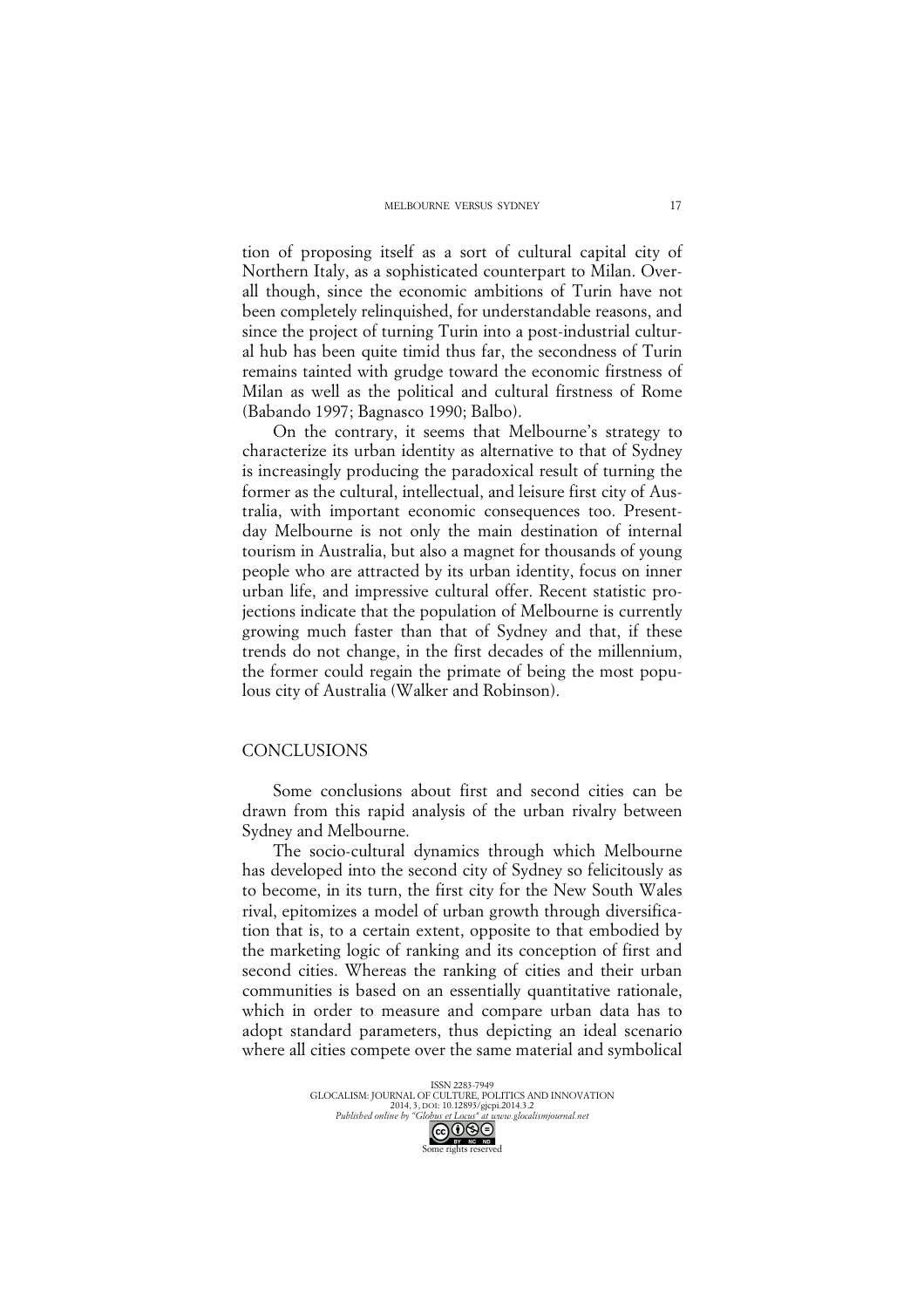tion of proposing itself as a sort of cultural capital city of Northern Italy, as a sophisticated counterpart to Milan. Overall though, since the economic ambitions of Turin have not been completely relinquished, for understandable reasons, and since the project of turning Turin into a post-industrial cultural hub has been quite timid thus far, the secondness of Turin remains tainted with grudge toward the economic firstness of Milan as well as the political and cultural firstness of Rome (Babando 1997; Bagnasco 1990; Balbo).

On the contrary, it seems that Melbourne's strategy to characterize its urban identity as alternative to that of Sydney is increasingly producing the paradoxical result of turning the former as the cultural, intellectual, and leisure first city of Australia, with important economic consequences too. Present-day Melbourne is not only the main destination of internal tourism in Australia, but also a magnet for thousands of young people who are attracted by its urban identity, focus on inner urban life, and impressive cultural offer. Recent statistic projections indicate that the population of Melbourne is currently growing much faster than that of Sydney and that, if these trends do not change, in the first decades of the millennium, the former could regain the primate of being the most populous city of Australia (Walker and Robinson).

## CONCLUSIONS

Some conclusions about first and second cities can be drawn from this rapid analysis of the urban rivalry between Sydney and Melbourne.

The socio-cultural dynamics through which Melbourne has developed into the second city of Sydney so felicitously as to become, in its turn, the first city for the New South Wales rival, epitomizes a model of urban growth through diversification that is, to a certain extent, opposite to that embodied by the marketing logic of ranking and its conception of first and second cities. Whereas the ranking of cities and their urban communities is based on an essentially quantitative rationale, which in order to measure and compare urban data has to adopt standard parameters, thus depicting an ideal scenario where all cities compete over the same material and symbolical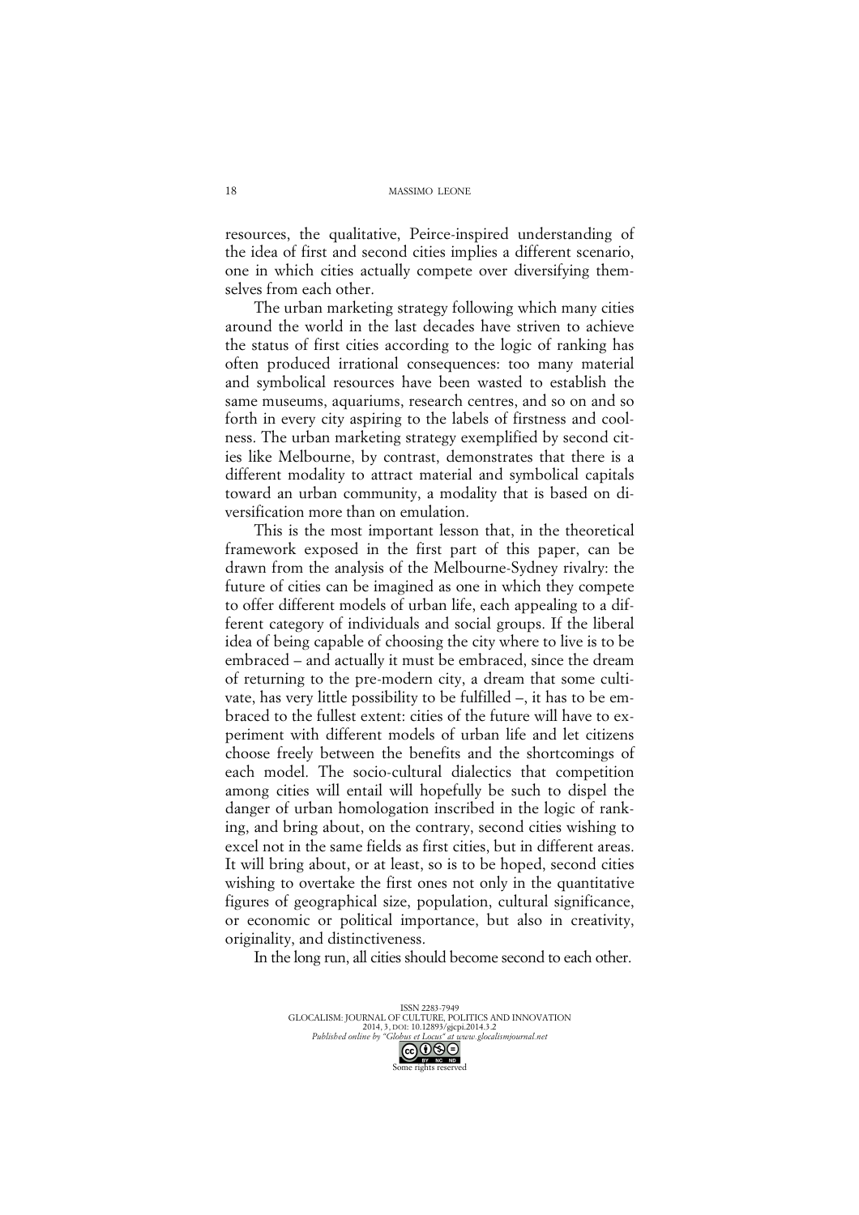resources, the qualitative, Peirce-inspired understanding of the idea of first and second cities implies a different scenario, one in which cities actually compete over diversifying themselves from each other.

The urban marketing strategy following which many cities around the world in the last decades have striven to achieve the status of first cities according to the logic of ranking has often produced irrational consequences: too many material and symbolical resources have been wasted to establish the same museums, aquariums, research centres, and so on and so forth in every city aspiring to the labels of firstness and coolness. The urban marketing strategy exemplified by second cities like Melbourne, by contrast, demonstrates that there is a different modality to attract material and symbolical capitals toward an urban community, a modality that is based on diversification more than on emulation.

This is the most important lesson that, in the theoretical framework exposed in the first part of this paper, can be drawn from the analysis of the Melbourne-Sydney rivalry: the future of cities can be imagined as one in which they compete to offer different models of urban life, each appealing to a different category of individuals and social groups. If the liberal idea of being capable of choosing the city where to live is to be embraced – and actually it must be embraced, since the dream of returning to the pre-modern city, a dream that some cultivate, has very little possibility to be fulfilled –, it has to be embraced to the fullest extent: cities of the future will have to experiment with different models of urban life and let citizens choose freely between the benefits and the shortcomings of each model. The socio-cultural dialectics that competition among cities will entail will hopefully be such to dispel the danger of urban homologation inscribed in the logic of ranking, and bring about, on the contrary, second cities wishing to excel not in the same fields as first cities, but in different areas. It will bring about, or at least, so is to be hoped, second cities wishing to overtake the first ones not only in the quantitative figures of geographical size, population, cultural significance, or economic or political importance, but also in creativity, originality, and distinctiveness.

In the long run, all cities should become second to each other.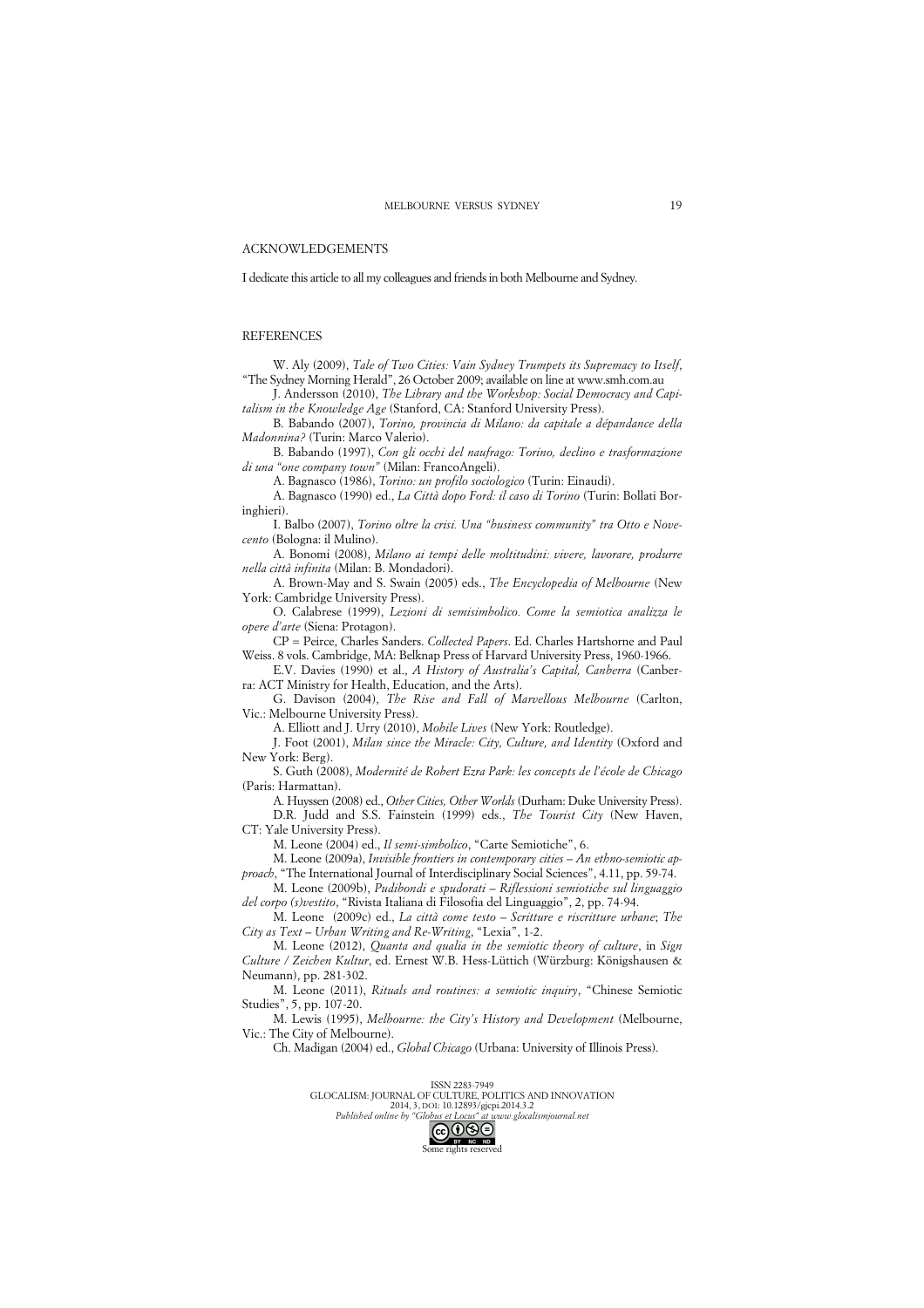## ACKNOWLEDGEMENTS

I dedicate this article to all my colleagues and friends in both Melbourne and Sydney.

## REFERENCES

W. Aly (2009), *Tale of Two Cities: Vain Sydney Trumpets its Supremacy to Itself*, "The Sydney Morning Herald", 26 October 2009; available on line at www.smh.com.au

J. Andersson (2010), *The Library and the Workshop: Social Democracy and Capitalism in the Knowledge Age* (Stanford, CA: Stanford University Press).

B. Babando (2007), *Torino, provincia di Milano: da capitale a dépandance della Madonnina?* (Turin: Marco Valerio).

B. Babando (1997), *Con gli occhi del naufrago: Torino, declino e trasformazione di una "one company town"* (Milan: FrancoAngeli).

A. Bagnasco (1986), *Torino: un profilo sociologico* (Turin: Einaudi).

A. Bagnasco (1990) ed., *La Città dopo Ford: il caso di Torino* (Turin: Bollati Boringhieri).

I. Balbo (2007), *Torino oltre la crisi. Una "business community" tra Otto e Novecento* (Bologna: il Mulino).

A. Bonomi (2008), *Milano ai tempi delle moltitudini: vivere, lavorare, produrre nella città infinita* (Milan: B. Mondadori).

A. Brown-May and S. Swain (2005) eds., *The Encyclopedia of Melbourne* (New York: Cambridge University Press).

O. Calabrese (1999), *Lezioni di semisimbolico. Come la semiotica analizza le opere d'arte* (Siena: Protagon).

CP = Peirce, Charles Sanders. *Collected Papers*. Ed. Charles Hartshorne and Paul Weiss. 8 vols. Cambridge, MA: Belknap Press of Harvard University Press, 1960-1966.

E.V. Davies (1990) et al., *A History of Australia's Capital, Canberra* (Canberra: ACT Ministry for Health, Education, and the Arts).

G. Davison (2004), *The Rise and Fall of Marvellous Melbourne* (Carlton, Vic.: Melbourne University Press).

A. Elliott and J. Urry (2010), *Mobile Lives* (New York: Routledge).

J. Foot (2001), *Milan since the Miracle: City, Culture, and Identity* (Oxford and New York: Berg).

S. Guth (2008), *Modernité de Robert Ezra Park: les concepts de l'école de Chicago* (Paris: Harmattan).

A. Huyssen (2008) ed., *Other Cities, Other Worlds* (Durham: Duke University Press).

D.R. Judd and S.S. Fainstein (1999) eds., *The Tourist City* (New Haven, CT: Yale University Press).

M. Leone (2004) ed., *Il semi-simbolico*, "Carte Semiotiche", 6.

M. Leone (2009a), *Invisible frontiers in contemporary cities – An ethno-semiotic approach*, "The International Journal of Interdisciplinary Social Sciences", 4.11, pp. 59-74.

M. Leone (2009b), *Pudibondi e spudorati – Riflessioni semiotiche sul linguaggio del corpo (s)vestito*, "Rivista Italiana di Filosofia del Linguaggio", 2, pp. 74-94.

M. Leone (2009c) ed., *La città come testo – Scritture e riscritture urbane*; *The City as Text – Urban Writing and Re-Writing*, "Lexia", 1-2.

M. Leone (2012), *Quanta and qualia in the semiotic theory of culture*, in *Sign Culture / Zeichen Kultur*, ed. Ernest W.B. Hess-Lüttich (Würzburg: Königshausen & Neumann), pp. 281-302.

M. Leone (2011), *Rituals and routines: a semiotic inquiry*, "Chinese Semiotic Studies", 5, pp. 107-20.

M. Lewis (1995), *Melbourne: the City's History and Development* (Melbourne, Vic.: The City of Melbourne).

Ch. Madigan (2004) ed., *Global Chicago* (Urbana: University of Illinois Press).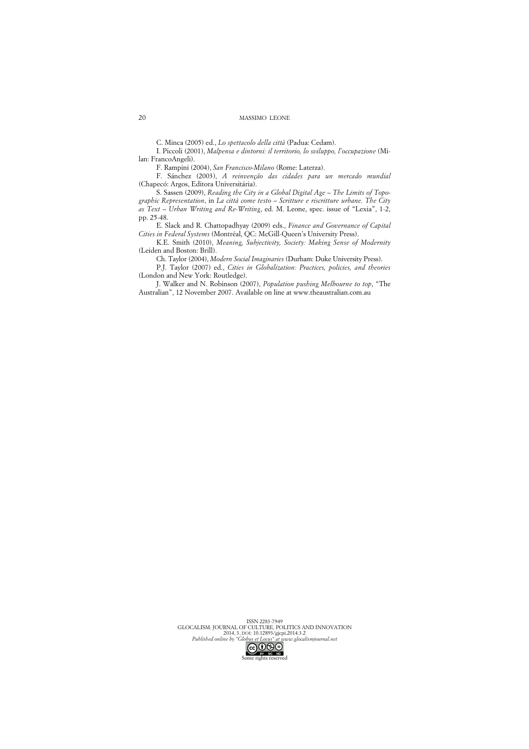C. Minca (2005) ed., *Lo spettacolo della città* (Padua: Cedam).

I. Piccoli (2001), *Malpensa e dintorni: il territorio, lo sviluppo, l'occupazione* (Milan: FrancoAngeli).

F. Rampini (2004), *San Francisco-Milano* (Rome: Laterza).

F. Sánchez (2003), *A reinvenção das cidades para un mercado mundial* (Chapecó: Argos, Editora Universitária).

S. Sassen (2009), *Reading the City in a Global Digital Age – The Limits of Topographic Representation*, in *La città come testo – Scritture e riscritture urbane. The City as Text – Urban Writing and Re-Writing*, ed. M. Leone, spec. issue of "Lexia", 1-2, pp. 25-48.

E. Slack and R. Chattopadhyay (2009) eds., *Finance and Governance of Capital Cities in Federal Systems* (Montréal, QC: McGill-Queen's University Press).

K.E. Smith (2010), *Meaning, Subjectivity, Society: Making Sense of Modernity* (Leiden and Boston: Brill).

Ch. Taylor (2004), *Modern Social Imaginaries* (Durham: Duke University Press).

P.J. Taylor (2007) ed., *Cities in Globalization: Practices, policies, and theories* (London and New York: Routledge).

J. Walker and N. Robinson (2007), *Population pushing Melbourne to top*, "The Australian", 12 November 2007. Available on line at www.theaustralian.com.au